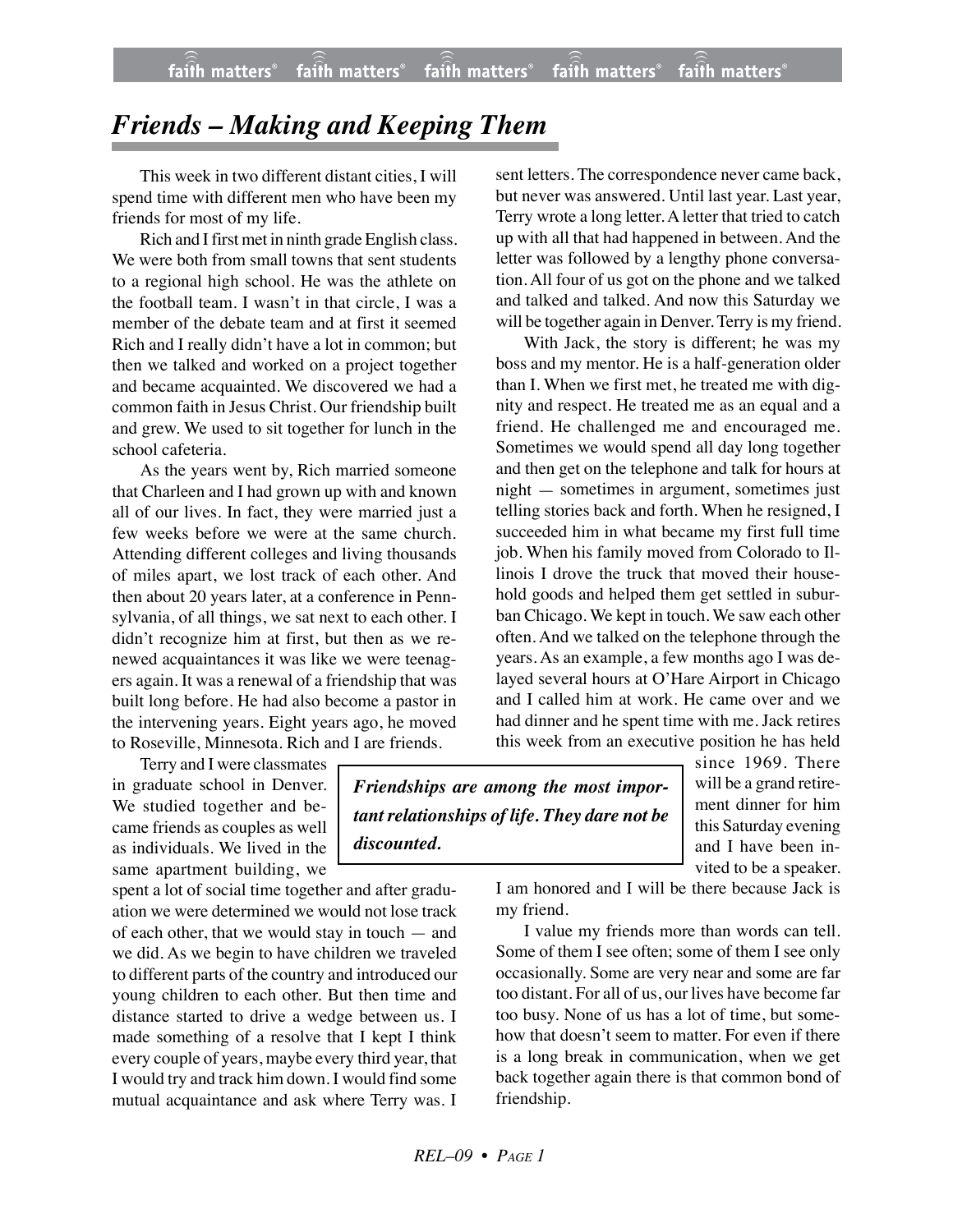# Friends – Making and Keeping Them

This week in two different distant cities, I will spend time with different men who have been my friends for most of my life.

Rich and I first met in ninth grade English class. We were both from small towns that sent students to a regional high school. He was the athlete on the football team. I wasn't in that circle, I was a member of the debate team and at first it seemed Rich and I really didn't have a lot in common; but then we talked and worked on a project together and became acquainted. We discovered we had a common faith in Jesus Christ. Our friendship built and grew. We used to sit together for lunch in the school cafeteria.

As the years went by, Rich married someone that Charleen and I had grown up with and known all of our lives. In fact, they were married just a few weeks before we were at the same church. Attending different colleges and living thousands of miles apart, we lost track of each other. And then about 20 years later, at a conference in Pennsylvania, of all things, we sat next to each other. I didn't recognize him at first, but then as we renewed acquaintances it was like we were teenagers again. It was a renewal of a friendship that was built long before. He had also become a pastor in the intervening years. Eight years ago, he moved to Roseville, Minnesota. Rich and I are friends.

Terry and I were classmates in graduate school in Denver. We studied together and became friends as couples as well as individuals. We lived in the same apartment building, we spent a lot of social time together and after graduation we were determined we would not lose track of each other, that we would stay in touch — and we did. As we begin to have children we traveled to different parts of the country and introduced our young children to each other. But then time and distance started to drive a wedge between us. I made something of a resolve that I kept I think every couple of years, maybe every third year, that I would try and track him down. I would find some mutual acquaintance and ask where Terry was. I sent letters. The correspondence never came back, but never was answered. Until last year. Last year, Terry wrote a long letter. A letter that tried to catch up with all that had happened in between. And the letter was followed by a lengthy phone conversation. All four of us got on the phone and we talked and talked and talked. And now this Saturday we will be together again in Denver. Terry is my friend.

With Jack, the story is different; he was my boss and my mentor. He is a half-generation older than I. When we first met, he treated me with dignity and respect. He treated me as an equal and a friend. He challenged me and encouraged me. Sometimes we would spend all day long together and then get on the telephone and talk for hours at night — sometimes in argument, sometimes just telling stories back and forth. When he resigned, I succeeded him in what became my first full time job. When his family moved from Colorado to Illinois I drove the truck that moved their household goods and helped them get settled in suburban Chicago. We kept in touch. We saw each other often. And we talked on the telephone through the years. As an example, a few months ago I was delayed several hours at O'Hare Airport in Chicago and I called him at work. He came over and we had dinner and he spent time with me. Jack retires this week from an executive position he has held since 1969. There will be a grand retirement dinner for him this Saturday evening and I have been invited to be a speaker. I am honored and I will be there because Jack is my friend.

> ***Friendships are among the most important relationships of life. They dare not be discounted.***

I value my friends more than words can tell. Some of them I see often; some of them I see only occasionally. Some are very near and some are far too distant. For all of us, our lives have become far too busy. None of us has a lot of time, but somehow that doesn't seem to matter. For even if there is a long break in communication, when we get back together again there is that common bond of friendship.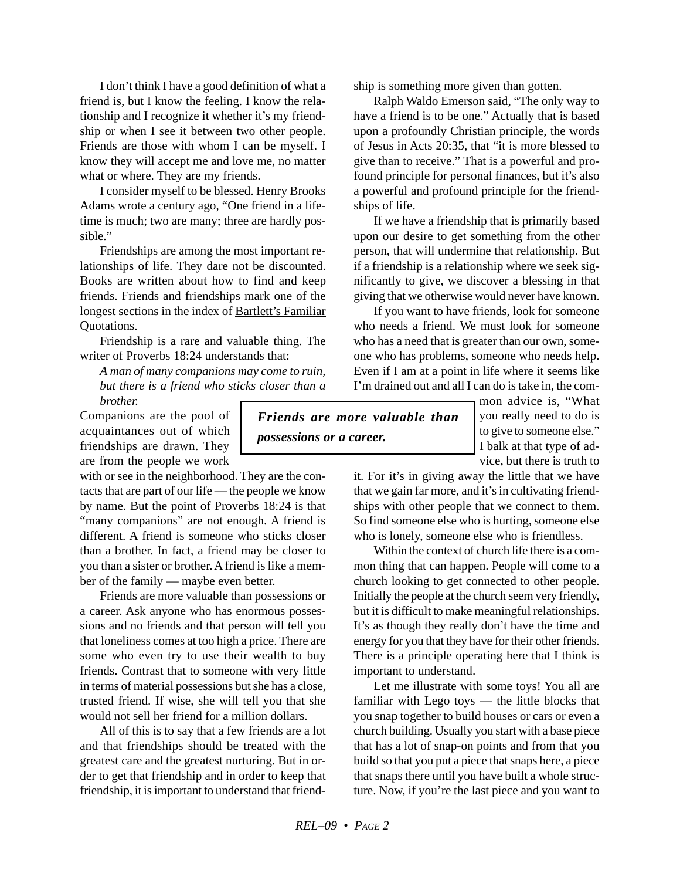I don't think I have a good definition of what a friend is, but I know the feeling. I know the relationship and I recognize it whether it's my friendship or when I see it between two other people. Friends are those with whom I can be myself. I know they will accept me and love me, no matter what or where. They are my friends.

I consider myself to be blessed. Henry Brooks Adams wrote a century ago, "One friend in a lifetime is much; two are many; three are hardly possible."

Friendships are among the most important relationships of life. They dare not be discounted. Books are written about how to find and keep friends. Friends and friendships mark one of the longest sections in the index of <u>Bartlett's Familiar Quotations</u>.

Friendship is a rare and valuable thing. The writer of Proverbs 18:24 understands that:

> *A man of many companions may come to ruin, but there is a friend who sticks closer than a brother.*

Companions are the pool of acquaintances out of which friendships are drawn. They are from the people we work with or see in the neighborhood. They are the contacts that are part of our life — the people we know by name. But the point of Proverbs 18:24 is that "many companions" are not enough. A friend is different. A friend is someone who sticks closer than a brother. In fact, a friend may be closer to you than a sister or brother. A friend is like a member of the family — maybe even better.

Friends are more valuable than possessions or a career. Ask anyone who has enormous possessions and no friends and that person will tell you that loneliness comes at too high a price. There are some who even try to use their wealth to buy friends. Contrast that to someone with very little in terms of material possessions but she has a close, trusted friend. If wise, she will tell you that she would not sell her friend for a million dollars.

All of this is to say that a few friends are a lot and that friendships should be treated with the greatest care and the greatest nurturing. But in order to get that friendship and in order to keep that friendship, it is important to understand that friendship is something more given than gotten.

Ralph Waldo Emerson said, "The only way to have a friend is to be one." Actually that is based upon a profoundly Christian principle, the words of Jesus in Acts 20:35, that "it is more blessed to give than to receive." That is a powerful and profound principle for personal finances, but it's also a powerful and profound principle for the friendships of life.

If we have a friendship that is primarily based upon our desire to get something from the other person, that will undermine that relationship. But if a friendship is a relationship where we seek significantly to give, we discover a blessing in that giving that we otherwise would never have known.

If you want to have friends, look for someone who needs a friend. We must look for someone who has a need that is greater than our own, someone who has problems, someone who needs help. Even if I am at a point in life where it seems like I'm drained out and all I can do is take in, the common advice is, "What you really need to do is to give to someone else." I balk at that type of advice, but there is truth to it. For it's in giving away the little that we have that we gain far more, and it's in cultivating friendships with other people that we connect to them. So find someone else who is hurting, someone else who is lonely, someone else who is friendless.

> ***Friends are more valuable than possessions or a career.***

Within the context of church life there is a common thing that can happen. People will come to a church looking to get connected to other people. Initially the people at the church seem very friendly, but it is difficult to make meaningful relationships. It's as though they really don't have the time and energy for you that they have for their other friends. There is a principle operating here that I think is important to understand.

Let me illustrate with some toys! You all are familiar with Lego toys — the little blocks that you snap together to build houses or cars or even a church building. Usually you start with a base piece that has a lot of snap-on points and from that you build so that you put a piece that snaps here, a piece that snaps there until you have built a whole structure. Now, if you're the last piece and you want to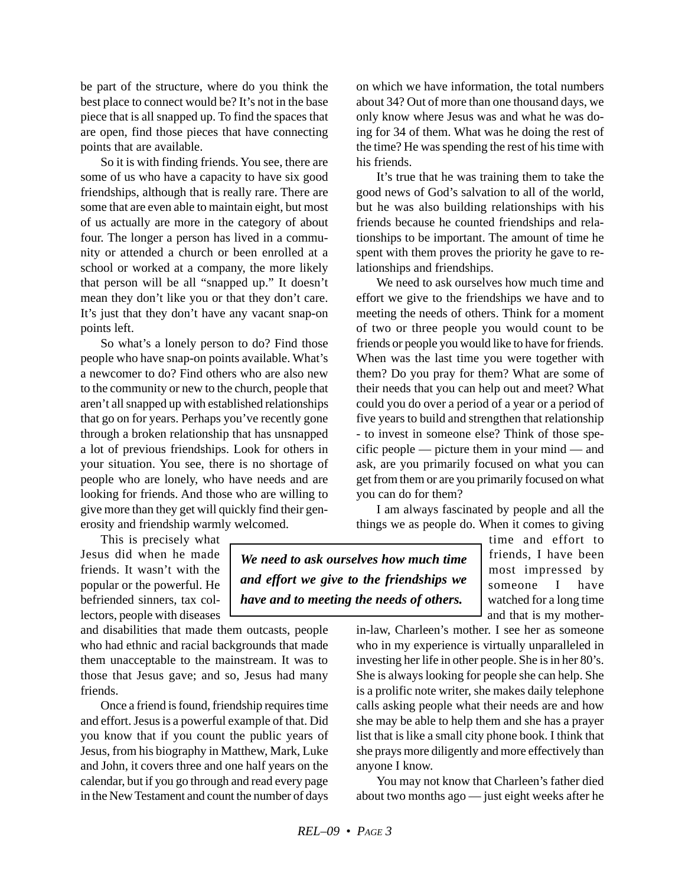be part of the structure, where do you think the best place to connect would be? It's not in the base piece that is all snapped up. To find the spaces that are open, find those pieces that have connecting points that are available.

So it is with finding friends. You see, there are some of us who have a capacity to have six good friendships, although that is really rare. There are some that are even able to maintain eight, but most of us actually are more in the category of about four. The longer a person has lived in a community or attended a church or been enrolled at a school or worked at a company, the more likely that person will be all "snapped up." It doesn't mean they don't like you or that they don't care. It's just that they don't have any vacant snap-on points left.

So what's a lonely person to do? Find those people who have snap-on points available. What's a newcomer to do? Find others who are also new to the community or new to the church, people that aren't all snapped up with established relationships that go on for years. Perhaps you've recently gone through a broken relationship that has unsnapped a lot of previous friendships. Look for others in your situation. You see, there is no shortage of people who are lonely, who have needs and are looking for friends. And those who are willing to give more than they get will quickly find their generosity and friendship warmly welcomed.

This is precisely what Jesus did when he made friends. It wasn't with the popular or the powerful. He befriended sinners, tax collectors, people with diseases and disabilities that made them outcasts, people who had ethnic and racial backgrounds that made them unacceptable to the mainstream. It was to those that Jesus gave; and so, Jesus had many friends.

Once a friend is found, friendship requires time and effort. Jesus is a powerful example of that. Did you know that if you count the public years of Jesus, from his biography in Matthew, Mark, Luke and John, it covers three and one half years on the calendar, but if you go through and read every page in the New Testament and count the number of days on which we have information, the total numbers about 34? Out of more than one thousand days, we only know where Jesus was and what he was doing for 34 of them. What was he doing the rest of the time? He was spending the rest of his time with his friends.

It's true that he was training them to take the good news of God's salvation to all of the world, but he was also building relationships with his friends because he counted friendships and relationships to be important. The amount of time he spent with them proves the priority he gave to relationships and friendships.

We need to ask ourselves how much time and effort we give to the friendships we have and to meeting the needs of others. Think for a moment of two or three people you would count to be friends or people you would like to have for friends. When was the last time you were together with them? Do you pray for them? What are some of their needs that you can help out and meet? What could you do over a period of a year or a period of five years to build and strengthen that relationship - to invest in someone else? Think of those specific people — picture them in your mind — and ask, are you primarily focused on what you can get from them or are you primarily focused on what you can do for them?

> ***We need to ask ourselves how much time and effort we give to the friendships we have and to meeting the needs of others.***

I am always fascinated by people and all the things we as people do. When it comes to giving time and effort to friends, I have been most impressed by someone I have watched for a long time and that is my mother-in-law, Charleen's mother. I see her as someone who in my experience is virtually unparalleled in investing her life in other people. She is in her 80's. She is always looking for people she can help. She is a prolific note writer, she makes daily telephone calls asking people what their needs are and how she may be able to help them and she has a prayer list that is like a small city phone book. I think that she prays more diligently and more effectively than anyone I know.

You may not know that Charleen's father died about two months ago — just eight weeks after he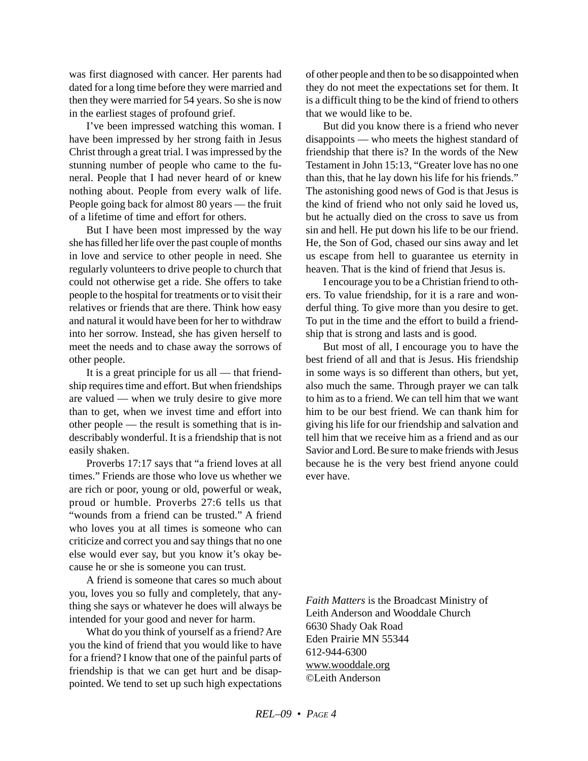was first diagnosed with cancer. Her parents had dated for a long time before they were married and then they were married for 54 years. So she is now in the earliest stages of profound grief.

I've been impressed watching this woman. I have been impressed by her strong faith in Jesus Christ through a great trial. I was impressed by the stunning number of people who came to the funeral. People that I had never heard of or knew nothing about. People from every walk of life. People going back for almost 80 years — the fruit of a lifetime of time and effort for others.

But I have been most impressed by the way she has filled her life over the past couple of months in love and service to other people in need. She regularly volunteers to drive people to church that could not otherwise get a ride. She offers to take people to the hospital for treatments or to visit their relatives or friends that are there. Think how easy and natural it would have been for her to withdraw into her sorrow. Instead, she has given herself to meet the needs and to chase away the sorrows of other people.

It is a great principle for us all — that friendship requires time and effort. But when friendships are valued — when we truly desire to give more than to get, when we invest time and effort into other people — the result is something that is indescribably wonderful. It is a friendship that is not easily shaken.

Proverbs 17:17 says that "a friend loves at all times." Friends are those who love us whether we are rich or poor, young or old, powerful or weak, proud or humble. Proverbs 27:6 tells us that "wounds from a friend can be trusted." A friend who loves you at all times is someone who can criticize and correct you and say things that no one else would ever say, but you know it's okay because he or she is someone you can trust.

A friend is someone that cares so much about you, loves you so fully and completely, that anything she says or whatever he does will always be intended for your good and never for harm.

What do you think of yourself as a friend? Are you the kind of friend that you would like to have for a friend? I know that one of the painful parts of friendship is that we can get hurt and be disappointed. We tend to set up such high expectations of other people and then to be so disappointed when they do not meet the expectations set for them. It is a difficult thing to be the kind of friend to others that we would like to be.

But did you know there is a friend who never disappoints — who meets the highest standard of friendship that there is? In the words of the New Testament in John 15:13, "Greater love has no one than this, that he lay down his life for his friends." The astonishing good news of God is that Jesus is the kind of friend who not only said he loved us, but he actually died on the cross to save us from sin and hell. He put down his life to be our friend. He, the Son of God, chased our sins away and let us escape from hell to guarantee us eternity in heaven. That is the kind of friend that Jesus is.

I encourage you to be a Christian friend to others. To value friendship, for it is a rare and wonderful thing. To give more than you desire to get. To put in the time and the effort to build a friendship that is strong and lasts and is good.

But most of all, I encourage you to have the best friend of all and that is Jesus. His friendship in some ways is so different than others, but yet, also much the same. Through prayer we can talk to him as to a friend. We can tell him that we want him to be our best friend. We can thank him for giving his life for our friendship and salvation and tell him that we receive him as a friend and as our Savior and Lord. Be sure to make friends with Jesus because he is the very best friend anyone could ever have.

*Faith Matters* is the Broadcast Ministry of
Leith Anderson and Wooddale Church
6630 Shady Oak Road
Eden Prairie MN 55344
612-944-6300
www.wooddale.org
©Leith Anderson